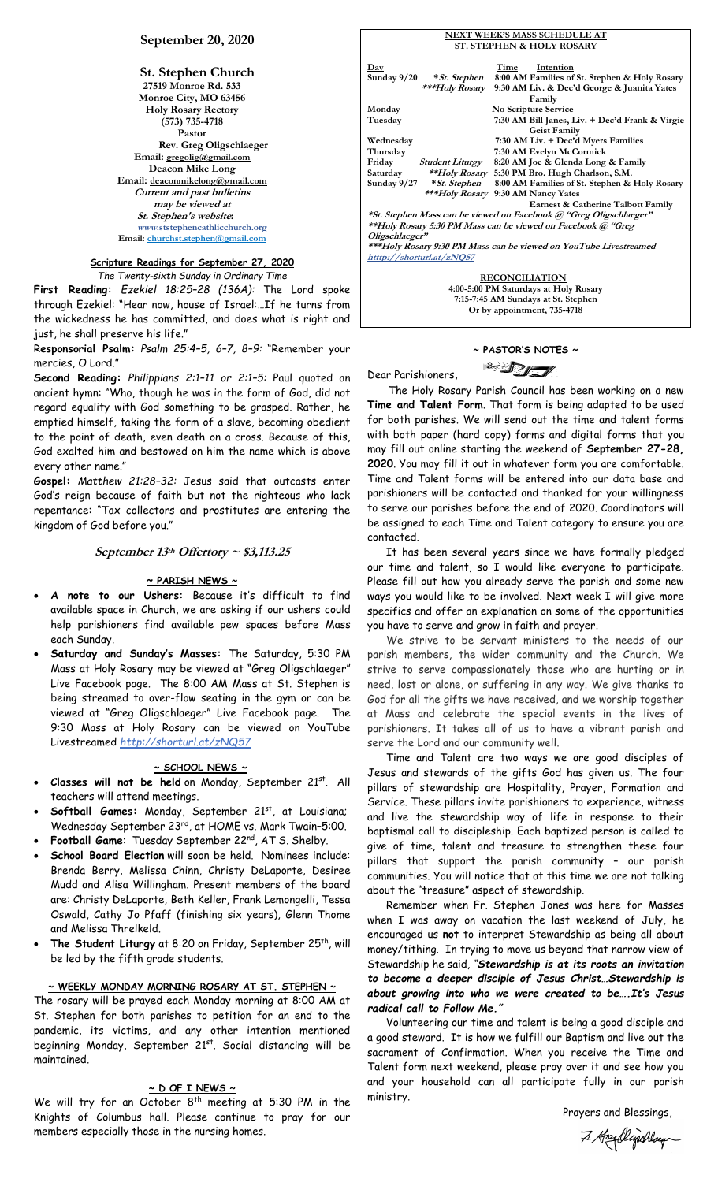# September 20, 2020

## St. Stephen Church

27519 Monroe Rd. 533
Monroe City, MO 63456
Holy Rosary Rectory
(573) 735-4718
Pastor
Rev. Greg Oligschlaeger
Email: gregolig@gmail.com
Deacon Mike Long
Email: deaconmikelong@gmail.com
*Current and past bulletins may be viewed at St. Stephen's website:*
www.ststephencathlicchurch.org
Email: churchst.stephen@gmail.com

### Scripture Readings for September 27, 2020

*The Twenty-sixth Sunday in Ordinary Time*

**First Reading:** *Ezekiel 18:25–28 (136A):* The Lord spoke through Ezekiel: "Hear now, house of Israel:…If he turns from the wickedness he has committed, and does what is right and just, he shall preserve his life."

**Responsorial Psalm:** *Psalm 25:4–5, 6–7, 8–9:* "Remember your mercies, O Lord."

**Second Reading:** *Philippians 2:1–11 or 2:1–5:* Paul quoted an ancient hymn: "Who, though he was in the form of God, did not regard equality with God something to be grasped. Rather, he emptied himself, taking the form of a slave, becoming obedient to the point of death, even death on a cross. Because of this, God exalted him and bestowed on him the name which is above every other name."

**Gospel:** *Matthew 21:28–32:* Jesus said that outcasts enter God's reign because of faith but not the righteous who lack repentance: "Tax collectors and prostitutes are entering the kingdom of God before you."

### *September 13th Offertory ~ $3,113.25*

### ~ PARISH NEWS ~

- ***A note to our Ushers:*** Because it's difficult to find available space in Church, we are asking if our ushers could help parishioners find available pew spaces before Mass each Sunday.
- ***Saturday and Sunday's Masses:*** The Saturday, 5:30 PM Mass at Holy Rosary may be viewed at "Greg Oligschlaeger" Live Facebook page. The 8:00 AM Mass at St. Stephen is being streamed to over-flow seating in the gym or can be viewed at "Greg Oligschlaeger" Live Facebook page. The 9:30 Mass at Holy Rosary can be viewed on YouTube Livestreamed *http://shorturl.at/zNQ57*

### ~ SCHOOL NEWS ~

- ***Classes will not be held*** on Monday, September 21st. All teachers will attend meetings.
- ***Softball Games:*** Monday, September 21st, at Louisiana; Wednesday September 23rd, at HOME vs. Mark Twain–5:00.
- **Football Game**: Tuesday September 22nd, AT S. Shelby.
- **School Board Election** will soon be held. Nominees include: Brenda Berry, Melissa Chinn, Christy DeLaporte, Desiree Mudd and Alisa Willingham. Present members of the board are: Christy DeLaporte, Beth Keller, Frank Lemongelli, Tessa Oswald, Cathy Jo Pfaff (finishing six years), Glenn Thome and Melissa Threlkeld.
- **The Student Liturgy** at 8:20 on Friday, September 25th, will be led by the fifth grade students.

### ~ WEEKLY MONDAY MORNING ROSARY AT ST. STEPHEN ~

The rosary will be prayed each Monday morning at 8:00 AM at St. Stephen for both parishes to petition for an end to the pandemic, its victims, and any other intention mentioned beginning Monday, September 21st. Social distancing will be maintained.

### ~ D OF I NEWS ~

We will try for an October 8th meeting at 5:30 PM in the Knights of Columbus hall. Please continue to pray for our members especially those in the nursing homes.

### NEXT WEEK'S MASS SCHEDULE AT ST. STEPHEN & HOLY ROSARY

| Day | | Time Intention |
|---|---|---|
| Sunday 9/20 | *\*St. Stephen* | 8:00 AM Families of St. Stephen & Holy Rosary |
| | *\*\*\*Holy Rosary* | 9:30 AM Liv. & Dec'd George & Juanita Yates Family |
| Monday | | No Scripture Service |
| Tuesday | | 7:30 AM Bill Janes, Liv. + Dec'd Frank & Virgie Geist Family |
| Wednesday | | 7:30 AM Liv. + Dec'd Myers Families |
| Thursday | | 7:30 AM Evelyn McCormick |
| Friday | *Student Liturgy* | 8:20 AM Joe & Glenda Long & Family |
| Saturday | *\*\*Holy Rosary* | 5:30 PM Bro. Hugh Charlson, S.M. |
| Sunday 9/27 | *\*St. Stephen* | 8:00 AM Families of St. Stephen & Holy Rosary |
| | *\*\*\*Holy Rosary* | 9:30 AM Nancy Yates; Earnest & Catherine Talbott Family |

*\*St. Stephen Mass can be viewed on Facebook @ "Greg Oligschlaeger"*
*\*\*Holy Rosary 5:30 PM Mass can be viewed on Facebook @ "Greg Oligschlaeger"*
*\*\*\*Holy Rosary 9:30 AM Mass can be viewed on YouTube Livestreamed http://shorturl.at/zNQ57*

### RECONCILIATION

4:00-5:00 PM Saturdays at Holy Rosary
7:15-7:45 AM Sundays at St. Stephen
Or by appointment, 735-4718

### ~ PASTOR'S NOTES ~

Dear Parishioners,

The Holy Rosary Parish Council has been working on a new **Time and Talent Form**. That form is being adapted to be used for both parishes. We will send out the time and talent forms with both paper (hard copy) forms and digital forms that you may fill out online starting the weekend of **September 27-28, 2020**. You may fill it out in whatever form you are comfortable. Time and Talent forms will be entered into our data base and parishioners will be contacted and thanked for your willingness to serve our parishes before the end of 2020. Coordinators will be assigned to each Time and Talent category to ensure you are contacted.

It has been several years since we have formally pledged our time and talent, so I would like everyone to participate. Please fill out how you already serve the parish and some new ways you would like to be involved. Next week I will give more specifics and offer an explanation on some of the opportunities you have to serve and grow in faith and prayer.

We strive to be servant ministers to the needs of our parish members, the wider community and the Church. We strive to serve compassionately those who are hurting or in need, lost or alone, or suffering in any way. We give thanks to God for all the gifts we have received, and we worship together at Mass and celebrate the special events in the lives of parishioners. It takes all of us to have a vibrant parish and serve the Lord and our community well.

Time and Talent are two ways we are good disciples of Jesus and stewards of the gifts God has given us. The four pillars of stewardship are Hospitality, Prayer, Formation and Service. These pillars invite parishioners to experience, witness and live the stewardship way of life in response to their baptismal call to discipleship. Each baptized person is called to give of time, talent and treasure to strengthen these four pillars that support the parish community – our parish communities. You will notice that at this time we are not talking about the "treasure" aspect of stewardship.

Remember when Fr. Stephen Jones was here for Masses when I was away on vacation the last weekend of July, he encouraged us **not** to interpret Stewardship as being all about money/tithing. In trying to move us beyond that narrow view of Stewardship he said, "***Stewardship is at its roots an invitation to become a deeper disciple of Jesus Christ…Stewardship is about growing into who we were created to be….It's Jesus radical call to Follow Me."***

Volunteering our time and talent is being a good disciple and a good steward. It is how we fulfill our Baptism and live out the sacrament of Confirmation. When you receive the Time and Talent form next weekend, please pray over it and see how you and your household can all participate fully in our parish ministry.

Prayers and Blessings,

Fr. Greg Oligschlaeger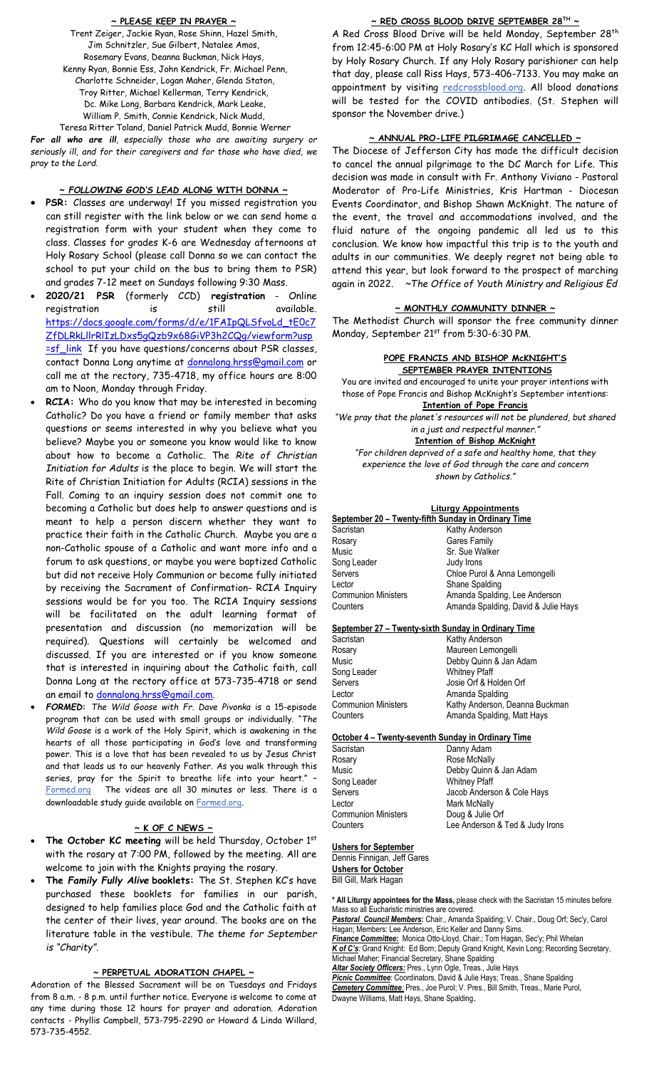## ~ PLEASE KEEP IN PRAYER ~

Trent Zeiger, Jackie Ryan, Rose Shinn, Hazel Smith, Jim Schnitzler, Sue Gilbert, Natalee Amos, Rosemary Evans, Deanna Buckman, Nick Hays, Kenny Ryan, Bonnie Ess, John Kendrick, Fr. Michael Penn, Charlotte Schneider, Logan Maher, Glenda Staton, Troy Ritter, Michael Kellerman, Terry Kendrick, Dc. Mike Long, Barbara Kendrick, Mark Leake, William P. Smith, Connie Kendrick, Nick Mudd, Teresa Ritter Toland, Daniel Patrick Mudd, Bonnie Werner

***For all who are ill**, especially those who are awaiting surgery or seriously ill, and for their caregivers and for those who have died, we pray to the Lord.*

## ~ FOLLOWING GOD'S LEAD ALONG WITH DONNA ~

- **PSR:** Classes are underway! If you missed registration you can still register with the link below or we can send home a registration form with your student when they come to class. Classes for grades K-6 are Wednesday afternoons at Holy Rosary School (please call Donna so we can contact the school to put your child on the bus to bring them to PSR) and grades 7-12 meet on Sundays following 9:30 Mass.
- **2020/21 PSR** (formerly CCD) **registration** - Online registration is still available. https://docs.google.com/forms/d/e/1FAIpQLSfvoLd_tE0c7ZfDLRkLllrRlIzLDxs5gQzb9x68GiVP3h2CQg/viewform?usp=sf_link If you have questions/concerns about PSR classes, contact Donna Long anytime at donnalong.hrss@gmail.com or call me at the rectory, 735-4718, my office hours are 8:00 am to Noon, Monday through Friday.
- **RCIA:** Who do you know that may be interested in becoming Catholic? Do you have a friend or family member that asks questions or seems interested in why you believe what you believe? Maybe you or someone you know would like to know about how to become a Catholic. The *Rite of Christian Initiation for Adults* is the place to begin. We will start the Rite of Christian Initiation for Adults (RCIA) sessions in the Fall. Coming to an inquiry session does not commit one to becoming a Catholic but does help to answer questions and is meant to help a person discern whether they want to practice their faith in the Catholic Church. Maybe you are a non-Catholic spouse of a Catholic and want more info and a forum to ask questions, or maybe you were baptized Catholic but did not receive Holy Communion or become fully initiated by receiving the Sacrament of Confirmation- RCIA Inquiry sessions would be for you too. The RCIA Inquiry sessions will be facilitated on the adult learning format of presentation and discussion (no memorization will be required). Questions will certainly be welcomed and discussed. If you are interested or if you know someone that is interested in inquiring about the Catholic faith, call Donna Long at the rectory office at 573-735-4718 or send an email to donnalong.hrss@gmail.com.
- ***FORMED:*** *The Wild Goose with Fr. Dave Pivonka* is a 15-episode program that can be used with small groups or individually. "*The Wild Goose* is a work of the Holy Spirit, which is awakening in the hearts of all those participating in God's love and transforming power. This is a love that has been revealed to us by Jesus Christ and that leads us to our heavenly Father. As you walk through this series, pray for the Spirit to breathe life into your heart." – Formed.org The videos are all 30 minutes or less. There is a downloadable study guide available on Formed.org.

## ~ K OF C NEWS ~

- **The October KC meeting** will be held Thursday, October 1st with the rosary at 7:00 PM, followed by the meeting. All are welcome to join with the Knights praying the rosary.
- **The *Family Fully Alive* booklets:** The St. Stephen KC's have purchased these booklets for families in our parish, designed to help families place God and the Catholic faith at the center of their lives, year around. The books are on the literature table in the vestibule. *The theme for September is "Charity".*

## ~ PERPETUAL ADORATION CHAPEL ~

Adoration of the Blessed Sacrament will be on Tuesdays and Fridays from 8 a.m. - 8 p.m. until further notice. Everyone is welcome to come at any time during those 12 hours for prayer and adoration. Adoration contacts - Phyllis Campbell, 573-795-2290 or Howard & Linda Willard, 573-735-4552.

## ~ RED CROSS BLOOD DRIVE SEPTEMBER 28TH ~

A Red Cross Blood Drive will be held Monday, September 28th from 12:45-6:00 PM at Holy Rosary's KC Hall which is sponsored by Holy Rosary Church. If any Holy Rosary parishioner can help that day, please call Riss Hays, 573-406-7133. You may make an appointment by visiting redcrossblood.org. All blood donations will be tested for the COVID antibodies. (St. Stephen will sponsor the November drive.)

## ~ ANNUAL PRO-LIFE PILGRIMAGE CANCELLED ~

The Diocese of Jefferson City has made the difficult decision to cancel the annual pilgrimage to the DC March for Life. This decision was made in consult with Fr. Anthony Viviano - Pastoral Moderator of Pro-Life Ministries, Kris Hartman - Diocesan Events Coordinator, and Bishop Shawn McKnight. The nature of the event, the travel and accommodations involved, and the fluid nature of the ongoing pandemic all led us to this conclusion. We know how impactful this trip is to the youth and adults in our communities. We deeply regret not being able to attend this year, but look forward to the prospect of marching again in 2022. *~The Office of Youth Ministry and Religious Ed*

## ~ MONTHLY COMMUNITY DINNER ~

The Methodist Church will sponsor the free community dinner Monday, September 21st from 5:30-6:30 PM.

## POPE FRANCIS AND BISHOP McKNIGHT'S SEPTEMBER PRAYER INTENTIONS

You are invited and encouraged to unite your prayer intentions with those of Pope Francis and Bishop McKnight's September intentions:

**Intention of Pope Francis**

*"We pray that the planet's resources will not be plundered, but shared in a just and respectful manner."*

**Intention of Bishop McKnight**

*"For children deprived of a safe and healthy home, that they experience the love of God through the care and concern shown by Catholics."*

## Liturgy Appointments

**September 20 – Twenty-fifth Sunday in Ordinary Time**

| | |
|---|---|
| Sacristan | Kathy Anderson |
| Rosary | Gares Family |
| Music | Sr. Sue Walker |
| Song Leader | Judy Irons |
| Servers | Chloe Purol & Anna Lemongelli |
| Lector | Shane Spalding |
| Communion Ministers | Amanda Spalding, Lee Anderson |
| Counters | Amanda Spalding, David & Julie Hays |

**September 27 – Twenty-sixth Sunday in Ordinary Time**

| | |
|---|---|
| Sacristan | Kathy Anderson |
| Rosary | Maureen Lemongelli |
| Music | Debby Quinn & Jan Adam |
| Song Leader | Whitney Pfaff |
| Servers | Josie Orf & Holden Orf |
| Lector | Amanda Spalding |
| Communion Ministers | Kathy Anderson, Deanna Buckman |
| Counters | Amanda Spalding, Matt Hays |

**October 4 – Twenty-seventh Sunday in Ordinary Time**

| | |
|---|---|
| Sacristan | Danny Adam |
| Rosary | Rose McNally |
| Music | Debby Quinn & Jan Adam |
| Song Leader | Whitney Pfaff |
| Servers | Jacob Anderson & Cole Hays |
| Lector | Mark McNally |
| Communion Ministers | Doug & Julie Orf |
| Counters | Lee Anderson & Ted & Judy Irons |

**Ushers for September**
Dennis Finnigan, Jeff Gares

**Ushers for October**
Bill Gill, Mark Hagan

**\* All Liturgy appointees for the Mass,** please check with the Sacristan 15 minutes before Mass so all Eucharistic ministries are covered.

***Pastoral Council Members:*** Chair., Amanda Spalding; V. Chair., Doug Orf; Sec'y, Carol Hagan; Members: Lee Anderson, Eric Keller and Danny Sims.

***Finance Committee:*** Monica Otto-Lloyd, Chair.; Tom Hagan, Sec'y; Phil Whelan

***K of C's:*** Grand Knight: Ed Born; Deputy Grand Knight, Kevin Long; Recording Secretary, Michael Maher; Financial Secretary, Shane Spalding

***Altar Society Officers:*** Pres., Lynn Ogle, Treas., Julie Hays

***Picnic Committee:*** Coordinators, David & Julie Hays; Treas., Shane Spalding

***Cemetery Committee:*** Pres., Joe Purol; V. Pres., Bill Smith, Treas., Marie Purol, Dwayne Williams, Matt Hays, Shane Spalding.